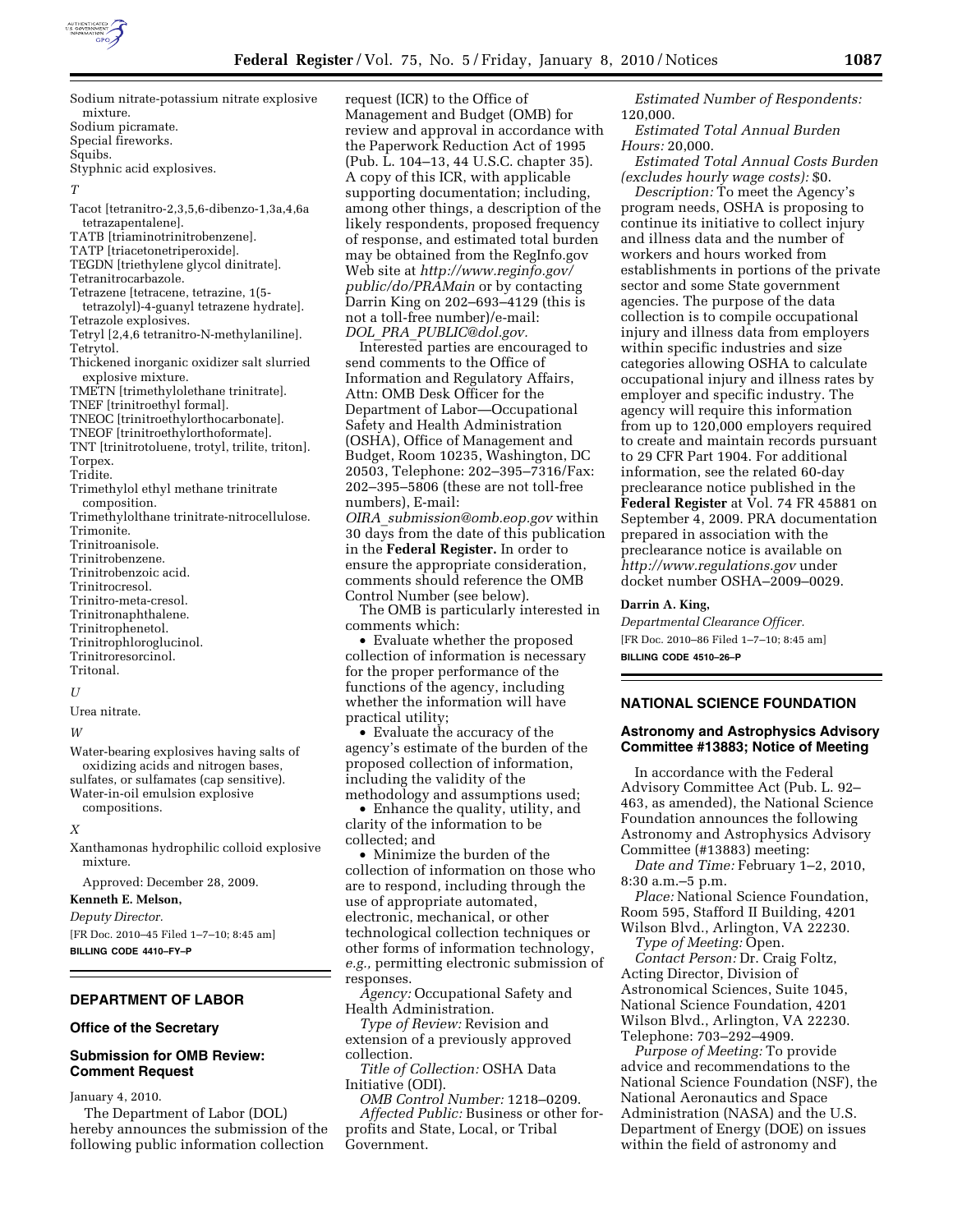Sodium nitrate-potassium nitrate explosive mixture.
Sodium picramate.
Special fireworks.
Squibs.
Styphnic acid explosives.

*T*

Tacot [tetranitro-2,3,5,6-dibenzo-1,3a,4,6a tetrazapentalene].
TATB [triaminotrinitrobenzene].
TATP [triacetonetriperoxide].
TEGDN [triethylene glycol dinitrate].
Tetranitrocarbazole.
Tetrazene [tetracene, tetrazine, 1(5-tetrazolyl)-4-guanyl tetrazene hydrate].
Tetrazole explosives.
Tetryl [2,4,6 tetranitro-N-methylaniline].
Tetrytol.
Thickened inorganic oxidizer salt slurried explosive mixture.
TMETN [trimethylolethane trinitrate].
TNEF [trinitroethyl formal].
TNEOC [trinitroethylorthocarbonate].
TNEOF [trinitroethylorthoformate].
TNT [trinitrotoluene, trotyl, trilite, triton].
Torpex.
Tridite.
Trimethylol ethyl methane trinitrate composition.
Trimethylolthane trinitrate-nitrocellulose.
Trimonite.
Trinitroanisole.
Trinitrobenzene.
Trinitrobenzoic acid.
Trinitrocresol.
Trinitro-meta-cresol.
Trinitronaphthalene.
Trinitrophenetol.
Trinitrophloroglucinol.
Trinitroresorcinol.
Tritonal.

*U*

Urea nitrate.

*W*

Water-bearing explosives having salts of oxidizing acids and nitrogen bases, sulfates, or sulfamates (cap sensitive).
Water-in-oil emulsion explosive compositions.

*X*

Xanthamonas hydrophilic colloid explosive mixture.

Approved: December 28, 2009.

**Kenneth E. Melson,**

*Deputy Director.*

[FR Doc. 2010–45 Filed 1–7–10; 8:45 am]

**BILLING CODE 4410–FY–P**

## DEPARTMENT OF LABOR

### Office of the Secretary

### Submission for OMB Review: Comment Request

January 4, 2010.

The Department of Labor (DOL) hereby announces the submission of the following public information collection request (ICR) to the Office of Management and Budget (OMB) for review and approval in accordance with the Paperwork Reduction Act of 1995 (Pub. L. 104–13, 44 U.S.C. chapter 35). A copy of this ICR, with applicable supporting documentation; including, among other things, a description of the likely respondents, proposed frequency of response, and estimated total burden may be obtained from the RegInfo.gov Web site at *http://www.reginfo.gov/public/do/PRAMain* or by contacting Darrin King on 202–693–4129 (this is not a toll-free number)/e-mail: *DOL_PRA_PUBLIC@dol.gov.*

Interested parties are encouraged to send comments to the Office of Information and Regulatory Affairs, Attn: OMB Desk Officer for the Department of Labor—Occupational Safety and Health Administration (OSHA), Office of Management and Budget, Room 10235, Washington, DC 20503, Telephone: 202–395–7316/Fax: 202–395–5806 (these are not toll-free numbers), E-mail: *OIRA_submission@omb.eop.gov* within 30 days from the date of this publication in the **Federal Register.** In order to ensure the appropriate consideration, comments should reference the OMB Control Number (see below).

The OMB is particularly interested in comments which:

- Evaluate whether the proposed collection of information is necessary for the proper performance of the functions of the agency, including whether the information will have practical utility;
- Evaluate the accuracy of the agency's estimate of the burden of the proposed collection of information, including the validity of the methodology and assumptions used;
- Enhance the quality, utility, and clarity of the information to be collected; and
- Minimize the burden of the collection of information on those who are to respond, including through the use of appropriate automated, electronic, mechanical, or other technological collection techniques or other forms of information technology, *e.g.,* permitting electronic submission of responses.

*Agency:* Occupational Safety and Health Administration.

*Type of Review:* Revision and extension of a previously approved collection.

*Title of Collection:* OSHA Data Initiative (ODI).

*OMB Control Number:* 1218–0209.

*Affected Public:* Business or other for-profits and State, Local, or Tribal Government.

*Estimated Number of Respondents:* 120,000.

*Estimated Total Annual Burden Hours:* 20,000.

*Estimated Total Annual Costs Burden (excludes hourly wage costs):* $0.

*Description:* To meet the Agency's program needs, OSHA is proposing to continue its initiative to collect injury and illness data and the number of workers and hours worked from establishments in portions of the private sector and some State government agencies. The purpose of the data collection is to compile occupational injury and illness data from employers within specific industries and size categories allowing OSHA to calculate occupational injury and illness rates by employer and specific industry. The agency will require this information from up to 120,000 employers required to create and maintain records pursuant to 29 CFR Part 1904. For additional information, see the related 60-day preclearance notice published in the **Federal Register** at Vol. 74 FR 45881 on September 4, 2009. PRA documentation prepared in association with the preclearance notice is available on *http://www.regulations.gov* under docket number OSHA–2009–0029.

**Darrin A. King,**

*Departmental Clearance Officer.*

[FR Doc. 2010–86 Filed 1–7–10; 8:45 am]

**BILLING CODE 4510–26–P**

## NATIONAL SCIENCE FOUNDATION

### Astronomy and Astrophysics Advisory Committee #13883; Notice of Meeting

In accordance with the Federal Advisory Committee Act (Pub. L. 92–463, as amended), the National Science Foundation announces the following Astronomy and Astrophysics Advisory Committee (#13883) meeting:

*Date and Time:* February 1–2, 2010, 8:30 a.m.–5 p.m.

*Place:* National Science Foundation, Room 595, Stafford II Building, 4201 Wilson Blvd., Arlington, VA 22230.

*Type of Meeting:* Open.

*Contact Person:* Dr. Craig Foltz, Acting Director, Division of Astronomical Sciences, Suite 1045, National Science Foundation, 4201 Wilson Blvd., Arlington, VA 22230. Telephone: 703–292–4909.

*Purpose of Meeting:* To provide advice and recommendations to the National Science Foundation (NSF), the National Aeronautics and Space Administration (NASA) and the U.S. Department of Energy (DOE) on issues within the field of astronomy and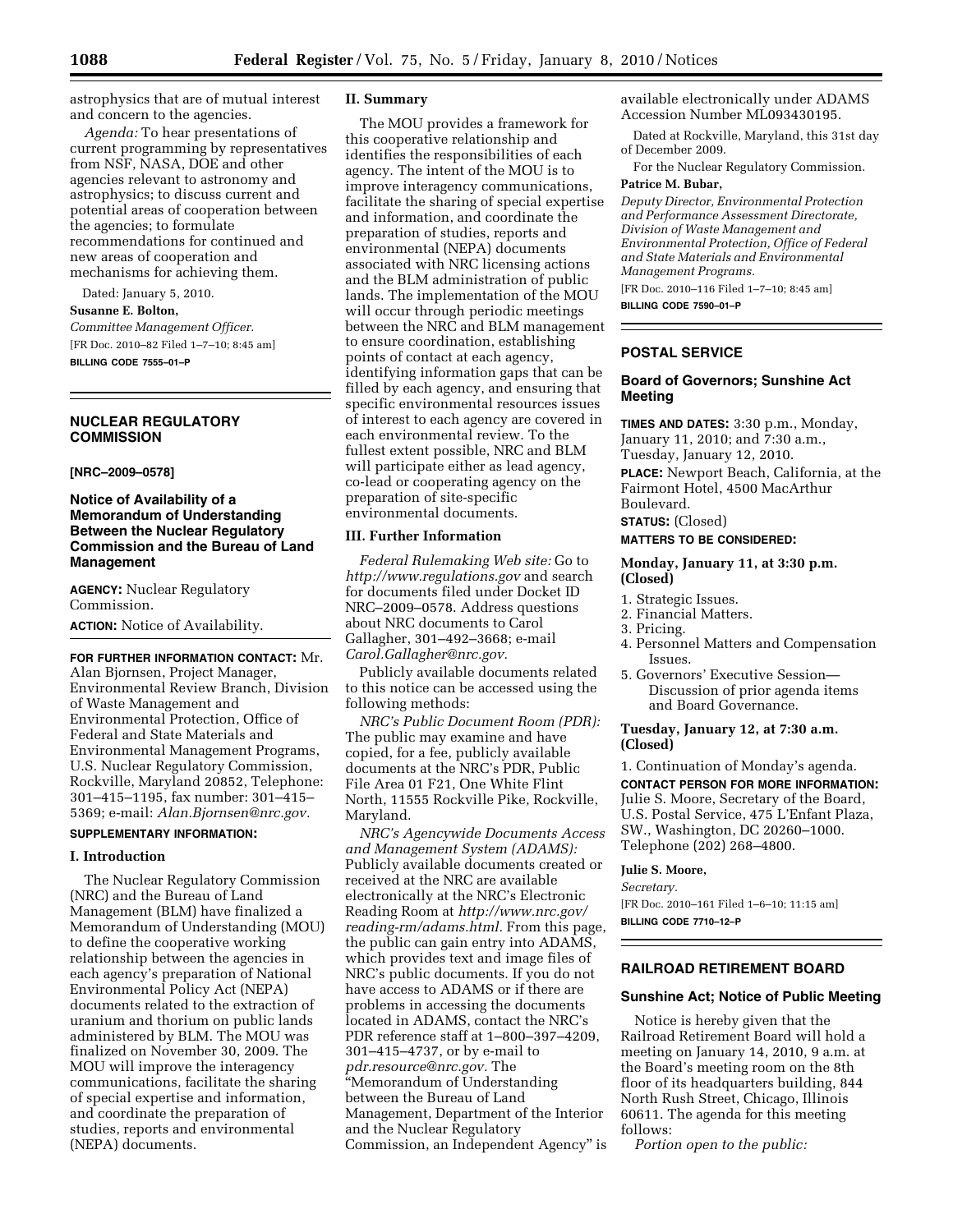astrophysics that are of mutual interest and concern to the agencies.

*Agenda:* To hear presentations of current programming by representatives from NSF, NASA, DOE and other agencies relevant to astronomy and astrophysics; to discuss current and potential areas of cooperation between the agencies; to formulate recommendations for continued and new areas of cooperation and mechanisms for achieving them.

Dated: January 5, 2010.

**Susanne E. Bolton,**

*Committee Management Officer.*

[FR Doc. 2010–82 Filed 1–7–10; 8:45 am]

**BILLING CODE 7555–01–P**

## NUCLEAR REGULATORY COMMISSION

**[NRC–2009–0578]**

### Notice of Availability of a Memorandum of Understanding Between the Nuclear Regulatory Commission and the Bureau of Land Management

**AGENCY:** Nuclear Regulatory Commission.

**ACTION:** Notice of Availability.

**FOR FURTHER INFORMATION CONTACT:** Mr. Alan Bjornsen, Project Manager, Environmental Review Branch, Division of Waste Management and Environmental Protection, Office of Federal and State Materials and Environmental Management Programs, U.S. Nuclear Regulatory Commission, Rockville, Maryland 20852, Telephone: 301–415–1195, fax number: 301–415–5369; e-mail: *Alan.Bjornsen@nrc.gov.*

**SUPPLEMENTARY INFORMATION:**

**I. Introduction**

The Nuclear Regulatory Commission (NRC) and the Bureau of Land Management (BLM) have finalized a Memorandum of Understanding (MOU) to define the cooperative working relationship between the agencies in each agency's preparation of National Environmental Policy Act (NEPA) documents related to the extraction of uranium and thorium on public lands administered by BLM. The MOU was finalized on November 30, 2009. The MOU will improve the interagency communications, facilitate the sharing of special expertise and information, and coordinate the preparation of studies, reports and environmental (NEPA) documents.

**II. Summary**

The MOU provides a framework for this cooperative relationship and identifies the responsibilities of each agency. The intent of the MOU is to improve interagency communications, facilitate the sharing of special expertise and information, and coordinate the preparation of studies, reports and environmental (NEPA) documents associated with NRC licensing actions and the BLM administration of public lands. The implementation of the MOU will occur through periodic meetings between the NRC and BLM management to ensure coordination, establishing points of contact at each agency, identifying information gaps that can be filled by each agency, and ensuring that specific environmental resources issues of interest to each agency are covered in each environmental review. To the fullest extent possible, NRC and BLM will participate either as lead agency, co-lead or cooperating agency on the preparation of site-specific environmental documents.

**III. Further Information**

*Federal Rulemaking Web site:* Go to *http://www.regulations.gov* and search for documents filed under Docket ID NRC–2009–0578. Address questions about NRC documents to Carol Gallagher, 301–492–3668; e-mail *Carol.Gallagher@nrc.gov.*

Publicly available documents related to this notice can be accessed using the following methods:

*NRC's Public Document Room (PDR):* The public may examine and have copied, for a fee, publicly available documents at the NRC's PDR, Public File Area 01 F21, One White Flint North, 11555 Rockville Pike, Rockville, Maryland.

*NRC's Agencywide Documents Access and Management System (ADAMS):* Publicly available documents created or received at the NRC are available electronically at the NRC's Electronic Reading Room at *http://www.nrc.gov/reading-rm/adams.html.* From this page, the public can gain entry into ADAMS, which provides text and image files of NRC's public documents. If you do not have access to ADAMS or if there are problems in accessing the documents located in ADAMS, contact the NRC's PDR reference staff at 1–800–397–4209, 301–415–4737, or by e-mail to *pdr.resource@nrc.gov.* The "Memorandum of Understanding between the Bureau of Land Management, Department of the Interior and the Nuclear Regulatory Commission, an Independent Agency" is available electronically under ADAMS Accession Number ML093430195.

Dated at Rockville, Maryland, this 31st day of December 2009.

For the Nuclear Regulatory Commission.

**Patrice M. Bubar,**

*Deputy Director, Environmental Protection and Performance Assessment Directorate, Division of Waste Management and Environmental Protection, Office of Federal and State Materials and Environmental Management Programs.*

[FR Doc. 2010–116 Filed 1–7–10; 8:45 am]

**BILLING CODE 7590–01–P**

## POSTAL SERVICE

### Board of Governors; Sunshine Act Meeting

**TIMES AND DATES:** 3:30 p.m., Monday, January 11, 2010; and 7:30 a.m., Tuesday, January 12, 2010.

**PLACE:** Newport Beach, California, at the Fairmont Hotel, 4500 MacArthur Boulevard.

**STATUS:** (Closed)

**MATTERS TO BE CONSIDERED:**

**Monday, January 11, at 3:30 p.m. (Closed)**

1. Strategic Issues.
2. Financial Matters.
3. Pricing.
4. Personnel Matters and Compensation Issues.
5. Governors' Executive Session—Discussion of prior agenda items and Board Governance.

**Tuesday, January 12, at 7:30 a.m. (Closed)**

1. Continuation of Monday's agenda.

**CONTACT PERSON FOR MORE INFORMATION:** Julie S. Moore, Secretary of the Board, U.S. Postal Service, 475 L'Enfant Plaza, SW., Washington, DC 20260–1000. Telephone (202) 268–4800.

**Julie S. Moore,**

*Secretary.*

[FR Doc. 2010–161 Filed 1–6–10; 11:15 am]

**BILLING CODE 7710–12–P**

## RAILROAD RETIREMENT BOARD

### Sunshine Act; Notice of Public Meeting

Notice is hereby given that the Railroad Retirement Board will hold a meeting on January 14, 2010, 9 a.m. at the Board's meeting room on the 8th floor of its headquarters building, 844 North Rush Street, Chicago, Illinois 60611. The agenda for this meeting follows:

*Portion open to the public:*